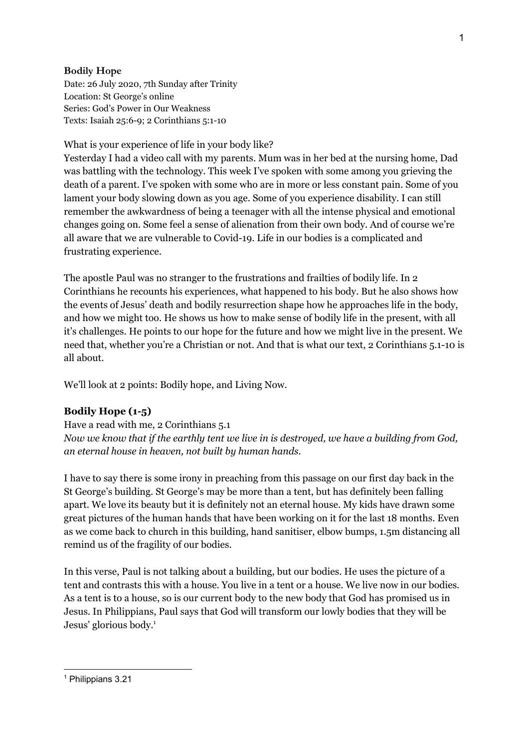**Bodily Hope**
Date: 26 July 2020, 7th Sunday after Trinity
Location: St George's online
Series: God's Power in Our Weakness
Texts: Isaiah 25:6-9; 2 Corinthians 5:1-10

What is your experience of life in your body like?
Yesterday I had a video call with my parents. Mum was in her bed at the nursing home, Dad was battling with the technology. This week I've spoken with some among you grieving the death of a parent. I've spoken with some who are in more or less constant pain. Some of you lament your body slowing down as you age. Some of you experience disability. I can still remember the awkwardness of being a teenager with all the intense physical and emotional changes going on. Some feel a sense of alienation from their own body. And of course we're all aware that we are vulnerable to Covid-19. Life in our bodies is a complicated and frustrating experience.

The apostle Paul was no stranger to the frustrations and frailties of bodily life. In 2 Corinthians he recounts his experiences, what happened to his body. But he also shows how the events of Jesus' death and bodily resurrection shape how he approaches life in the body, and how we might too. He shows us how to make sense of bodily life in the present, with all it's challenges. He points to our hope for the future and how we might live in the present. We need that, whether you're a Christian or not. And that is what our text, 2 Corinthians 5.1-10 is all about.

We'll look at 2 points: Bodily hope, and Living Now.

## Bodily Hope (1-5)

Have a read with me, 2 Corinthians 5.1
*Now we know that if the earthly tent we live in is destroyed, we have a building from God, an eternal house in heaven, not built by human hands.*

I have to say there is some irony in preaching from this passage on our first day back in the St George's building. St George's may be more than a tent, but has definitely been falling apart. We love its beauty but it is definitely not an eternal house. My kids have drawn some great pictures of the human hands that have been working on it for the last 18 months. Even as we come back to church in this building, hand sanitiser, elbow bumps, 1.5m distancing all remind us of the fragility of our bodies.

In this verse, Paul is not talking about a building, but our bodies. He uses the picture of a tent and contrasts this with a house. You live in a tent or a house. We live now in our bodies. As a tent is to a house, so is our current body to the new body that God has promised us in Jesus. In Philippians, Paul says that God will transform our lowly bodies that they will be Jesus' glorious body.[1]

[1] Philippians 3.21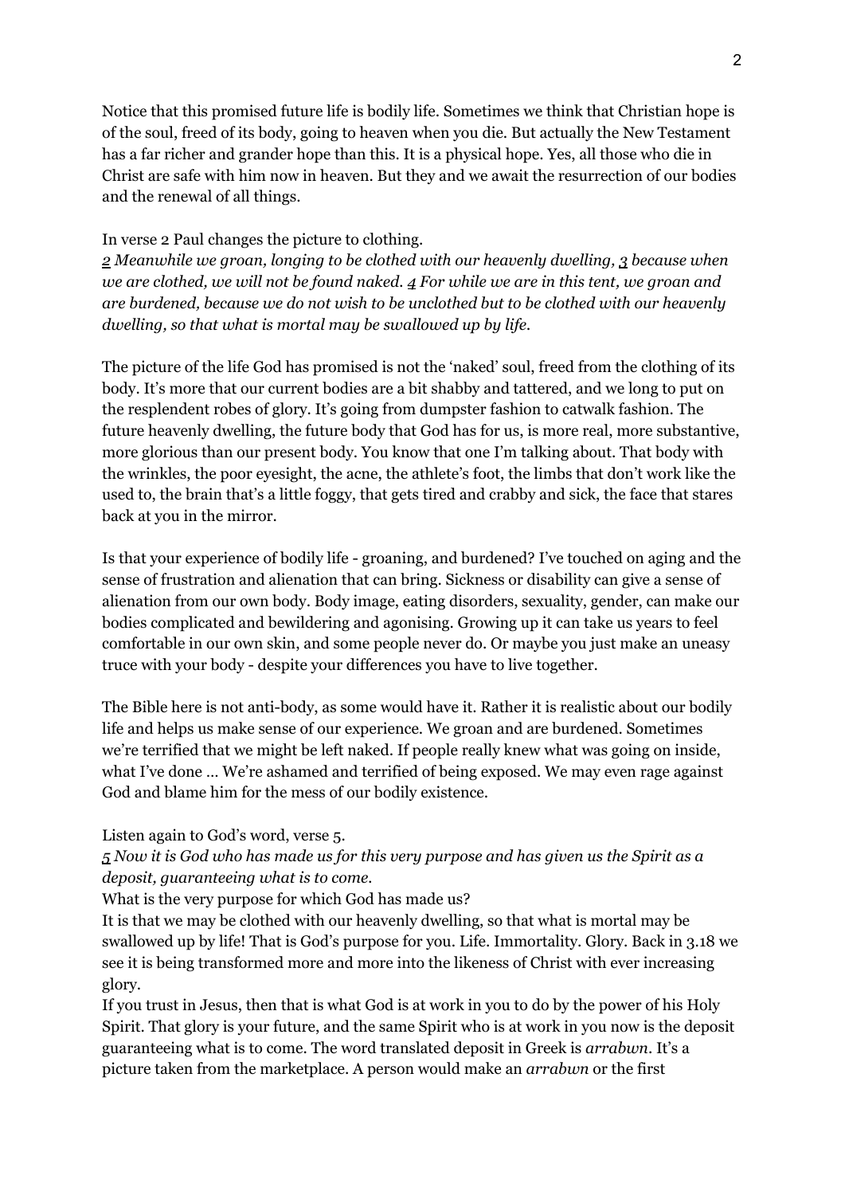Notice that this promised future life is bodily life. Sometimes we think that Christian hope is of the soul, freed of its body, going to heaven when you die. But actually the New Testament has a far richer and grander hope than this. It is a physical hope. Yes, all those who die in Christ are safe with him now in heaven. But they and we await the resurrection of our bodies and the renewal of all things.

In verse 2 Paul changes the picture to clothing.

*2 Meanwhile we groan, longing to be clothed with our heavenly dwelling, 3 because when we are clothed, we will not be found naked. 4 For while we are in this tent, we groan and are burdened, because we do not wish to be unclothed but to be clothed with our heavenly dwelling, so that what is mortal may be swallowed up by life.*

The picture of the life God has promised is not the 'naked' soul, freed from the clothing of its body. It's more that our current bodies are a bit shabby and tattered, and we long to put on the resplendent robes of glory. It's going from dumpster fashion to catwalk fashion. The future heavenly dwelling, the future body that God has for us, is more real, more substantive, more glorious than our present body. You know that one I'm talking about. That body with the wrinkles, the poor eyesight, the acne, the athlete's foot, the limbs that don't work like the used to, the brain that's a little foggy, that gets tired and crabby and sick, the face that stares back at you in the mirror.

Is that your experience of bodily life - groaning, and burdened? I've touched on aging and the sense of frustration and alienation that can bring. Sickness or disability can give a sense of alienation from our own body. Body image, eating disorders, sexuality, gender, can make our bodies complicated and bewildering and agonising. Growing up it can take us years to feel comfortable in our own skin, and some people never do. Or maybe you just make an uneasy truce with your body - despite your differences you have to live together.

The Bible here is not anti-body, as some would have it. Rather it is realistic about our bodily life and helps us make sense of our experience. We groan and are burdened. Sometimes we're terrified that we might be left naked. If people really knew what was going on inside, what I've done … We're ashamed and terrified of being exposed. We may even rage against God and blame him for the mess of our bodily existence.

Listen again to God's word, verse 5.

*5 Now it is God who has made us for this very purpose and has given us the Spirit as a deposit, guaranteeing what is to come.*

What is the very purpose for which God has made us?

It is that we may be clothed with our heavenly dwelling, so that what is mortal may be swallowed up by life! That is God's purpose for you. Life. Immortality. Glory. Back in 3.18 we see it is being transformed more and more into the likeness of Christ with ever increasing glory.

If you trust in Jesus, then that is what God is at work in you to do by the power of his Holy Spirit. That glory is your future, and the same Spirit who is at work in you now is the deposit guaranteeing what is to come. The word translated deposit in Greek is *arrabwn*. It's a picture taken from the marketplace. A person would make an *arrabwn* or the first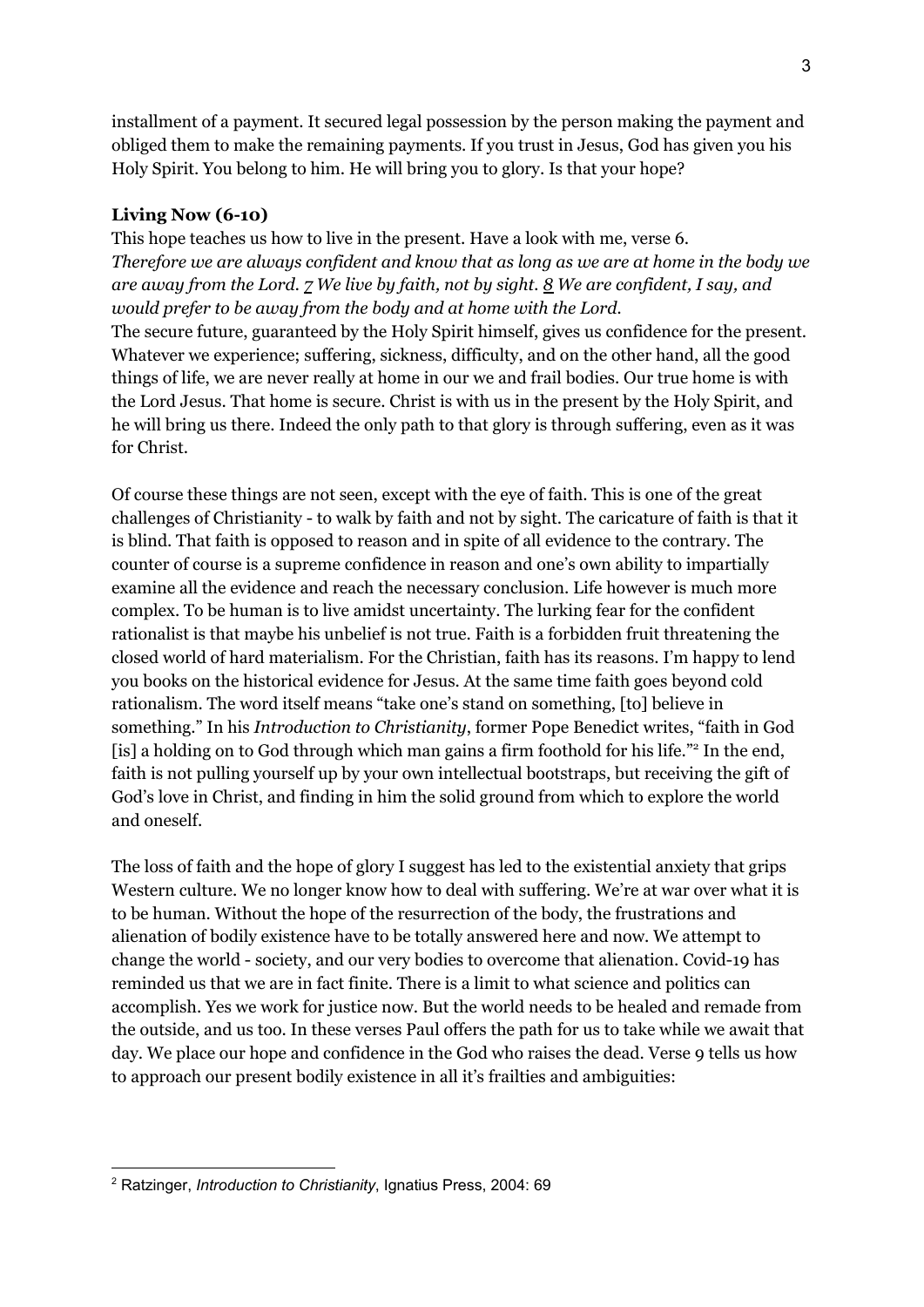installment of a payment. It secured legal possession by the person making the payment and obliged them to make the remaining payments. If you trust in Jesus, God has given you his Holy Spirit. You belong to him. He will bring you to glory. Is that your hope?

### Living Now (6-10)

This hope teaches us how to live in the present. Have a look with me, verse 6.
*Therefore we are always confident and know that as long as we are at home in the body we are away from the Lord. 7 We live by faith, not by sight. 8 We are confident, I say, and would prefer to be away from the body and at home with the Lord.*
The secure future, guaranteed by the Holy Spirit himself, gives us confidence for the present. Whatever we experience; suffering, sickness, difficulty, and on the other hand, all the good things of life, we are never really at home in our we and frail bodies. Our true home is with the Lord Jesus. That home is secure. Christ is with us in the present by the Holy Spirit, and he will bring us there. Indeed the only path to that glory is through suffering, even as it was for Christ.

Of course these things are not seen, except with the eye of faith. This is one of the great challenges of Christianity - to walk by faith and not by sight. The caricature of faith is that it is blind. That faith is opposed to reason and in spite of all evidence to the contrary. The counter of course is a supreme confidence in reason and one's own ability to impartially examine all the evidence and reach the necessary conclusion. Life however is much more complex. To be human is to live amidst uncertainty. The lurking fear for the confident rationalist is that maybe his unbelief is not true. Faith is a forbidden fruit threatening the closed world of hard materialism. For the Christian, faith has its reasons. I'm happy to lend you books on the historical evidence for Jesus. At the same time faith goes beyond cold rationalism. The word itself means "take one's stand on something, [to] believe in something." In his *Introduction to Christianity*, former Pope Benedict writes, "faith in God [is] a holding on to God through which man gains a firm foothold for his life."[2] In the end, faith is not pulling yourself up by your own intellectual bootstraps, but receiving the gift of God's love in Christ, and finding in him the solid ground from which to explore the world and oneself.

The loss of faith and the hope of glory I suggest has led to the existential anxiety that grips Western culture. We no longer know how to deal with suffering. We're at war over what it is to be human. Without the hope of the resurrection of the body, the frustrations and alienation of bodily existence have to be totally answered here and now. We attempt to change the world - society, and our very bodies to overcome that alienation. Covid-19 has reminded us that we are in fact finite. There is a limit to what science and politics can accomplish. Yes we work for justice now. But the world needs to be healed and remade from the outside, and us too. In these verses Paul offers the path for us to take while we await that day. We place our hope and confidence in the God who raises the dead. Verse 9 tells us how to approach our present bodily existence in all it's frailties and ambiguities:

---

[2] Ratzinger, *Introduction to Christianity*, Ignatius Press, 2004: 69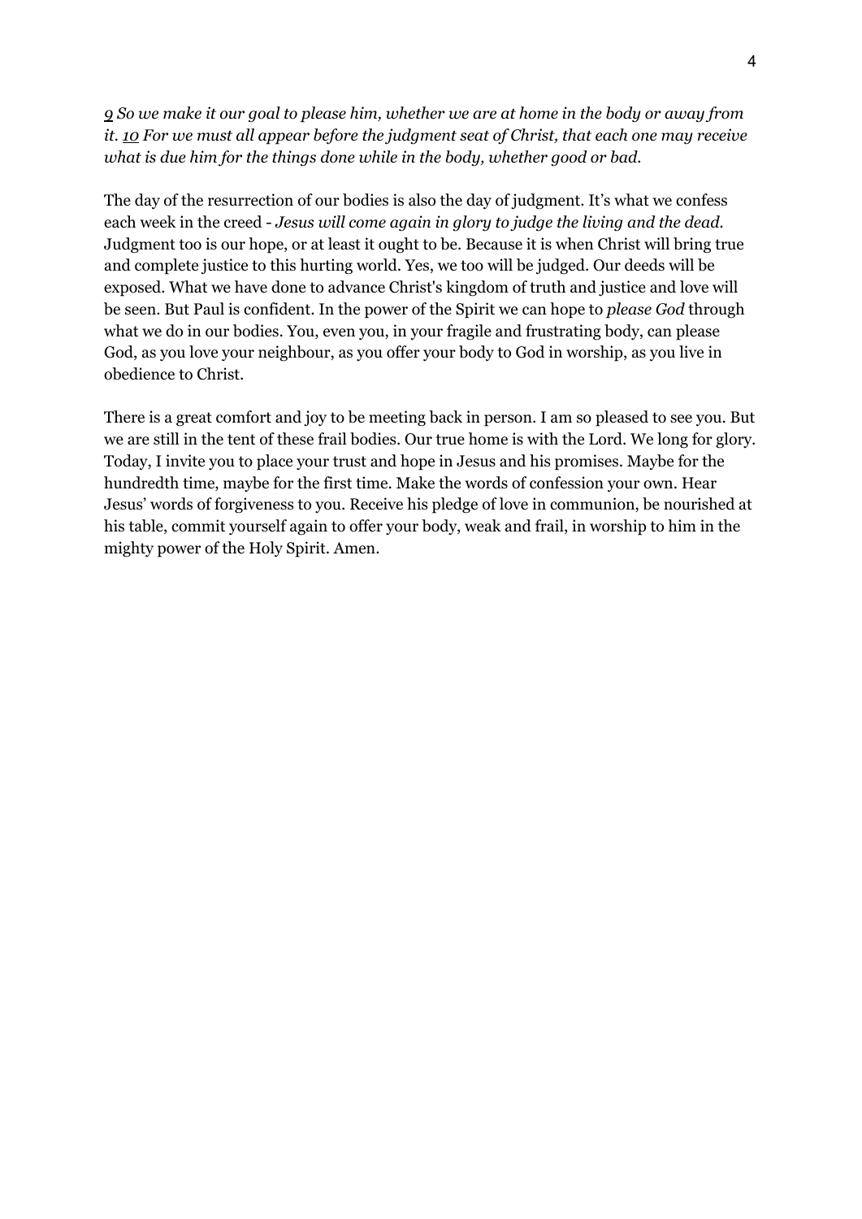*9 So we make it our goal to please him, whether we are at home in the body or away from it. 10 For we must all appear before the judgment seat of Christ, that each one may receive what is due him for the things done while in the body, whether good or bad.*

The day of the resurrection of our bodies is also the day of judgment. It's what we confess each week in the creed - *Jesus will come again in glory to judge the living and the dead.* Judgment too is our hope, or at least it ought to be. Because it is when Christ will bring true and complete justice to this hurting world. Yes, we too will be judged. Our deeds will be exposed. What we have done to advance Christ's kingdom of truth and justice and love will be seen. But Paul is confident. In the power of the Spirit we can hope to *please God* through what we do in our bodies. You, even you, in your fragile and frustrating body, can please God, as you love your neighbour, as you offer your body to God in worship, as you live in obedience to Christ.

There is a great comfort and joy to be meeting back in person. I am so pleased to see you. But we are still in the tent of these frail bodies. Our true home is with the Lord. We long for glory. Today, I invite you to place your trust and hope in Jesus and his promises. Maybe for the hundredth time, maybe for the first time. Make the words of confession your own. Hear Jesus' words of forgiveness to you. Receive his pledge of love in communion, be nourished at his table, commit yourself again to offer your body, weak and frail, in worship to him in the mighty power of the Holy Spirit. Amen.